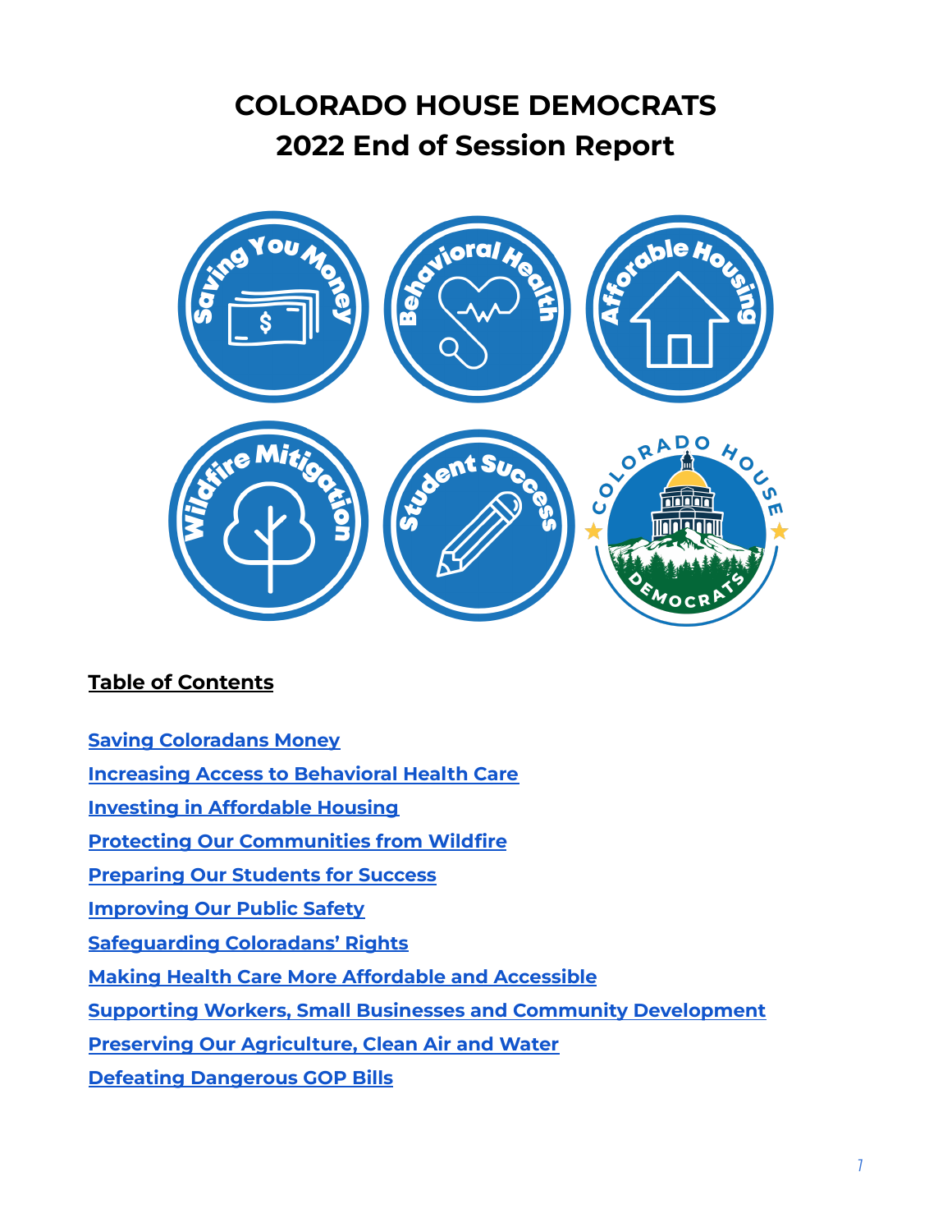# COLORADO HOUSE DEMOCRATS
# 2022 End of Session Report

## Table of Contents

- Saving Coloradans Money
- Increasing Access to Behavioral Health Care
- Investing in Affordable Housing
- Protecting Our Communities from Wildfire
- Preparing Our Students for Success
- Improving Our Public Safety
- Safeguarding Coloradans' Rights
- Making Health Care More Affordable and Accessible
- Supporting Workers, Small Businesses and Community Development
- Preserving Our Agriculture, Clean Air and Water
- Defeating Dangerous GOP Bills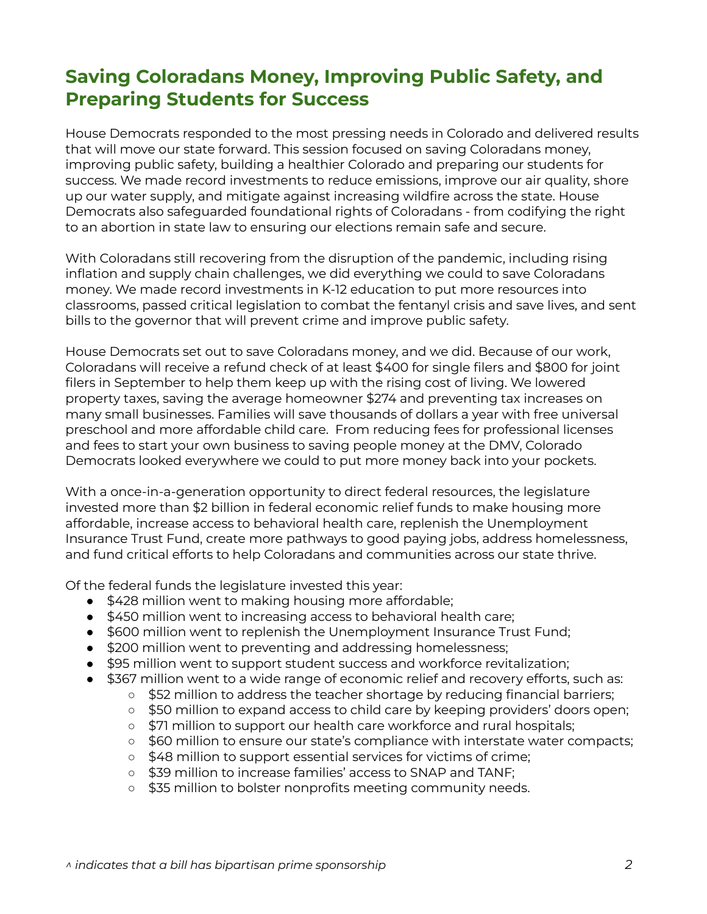# Saving Coloradans Money, Improving Public Safety, and Preparing Students for Success

House Democrats responded to the most pressing needs in Colorado and delivered results that will move our state forward. This session focused on saving Coloradans money, improving public safety, building a healthier Colorado and preparing our students for success. We made record investments to reduce emissions, improve our air quality, shore up our water supply, and mitigate against increasing wildfire across the state. House Democrats also safeguarded foundational rights of Coloradans - from codifying the right to an abortion in state law to ensuring our elections remain safe and secure.

With Coloradans still recovering from the disruption of the pandemic, including rising inflation and supply chain challenges, we did everything we could to save Coloradans money. We made record investments in K-12 education to put more resources into classrooms, passed critical legislation to combat the fentanyl crisis and save lives, and sent bills to the governor that will prevent crime and improve public safety.

House Democrats set out to save Coloradans money, and we did. Because of our work, Coloradans will receive a refund check of at least $400 for single filers and $800 for joint filers in September to help them keep up with the rising cost of living. We lowered property taxes, saving the average homeowner $274 and preventing tax increases on many small businesses. Families will save thousands of dollars a year with free universal preschool and more affordable child care. From reducing fees for professional licenses and fees to start your own business to saving people money at the DMV, Colorado Democrats looked everywhere we could to put more money back into your pockets.

With a once-in-a-generation opportunity to direct federal resources, the legislature invested more than $2 billion in federal economic relief funds to make housing more affordable, increase access to behavioral health care, replenish the Unemployment Insurance Trust Fund, create more pathways to good paying jobs, address homelessness, and fund critical efforts to help Coloradans and communities across our state thrive.

Of the federal funds the legislature invested this year:

- $428 million went to making housing more affordable;
- $450 million went to increasing access to behavioral health care;
- $600 million went to replenish the Unemployment Insurance Trust Fund;
- $200 million went to preventing and addressing homelessness;
- $95 million went to support student success and workforce revitalization;
- $367 million went to a wide range of economic relief and recovery efforts, such as:
  - $52 million to address the teacher shortage by reducing financial barriers;
  - $50 million to expand access to child care by keeping providers' doors open;
  - $71 million to support our health care workforce and rural hospitals;
  - $60 million to ensure our state's compliance with interstate water compacts;
  - $48 million to support essential services for victims of crime;
  - $39 million to increase families' access to SNAP and TANF;
  - $35 million to bolster nonprofits meeting community needs.

*^ indicates that a bill has bipartisan prime sponsorship*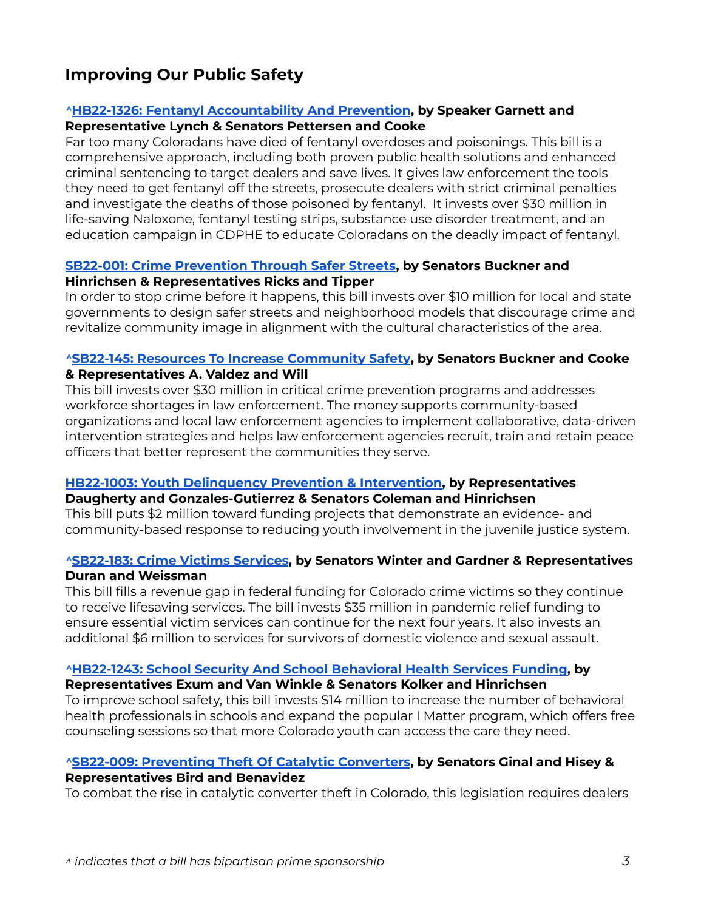## Improving Our Public Safety

**^HB22-1326: Fentanyl Accountability And Prevention, by Speaker Garnett and Representative Lynch & Senators Pettersen and Cooke**

Far too many Coloradans have died of fentanyl overdoses and poisonings. This bill is a comprehensive approach, including both proven public health solutions and enhanced criminal sentencing to target dealers and save lives. It gives law enforcement the tools they need to get fentanyl off the streets, prosecute dealers with strict criminal penalties and investigate the deaths of those poisoned by fentanyl. It invests over $30 million in life-saving Naloxone, fentanyl testing strips, substance use disorder treatment, and an education campaign in CDPHE to educate Coloradans on the deadly impact of fentanyl.

**SB22-001: Crime Prevention Through Safer Streets, by Senators Buckner and Hinrichsen & Representatives Ricks and Tipper**

In order to stop crime before it happens, this bill invests over $10 million for local and state governments to design safer streets and neighborhood models that discourage crime and revitalize community image in alignment with the cultural characteristics of the area.

**^SB22-145: Resources To Increase Community Safety, by Senators Buckner and Cooke & Representatives A. Valdez and Will**

This bill invests over $30 million in critical crime prevention programs and addresses workforce shortages in law enforcement. The money supports community-based organizations and local law enforcement agencies to implement collaborative, data-driven intervention strategies and helps law enforcement agencies recruit, train and retain peace officers that better represent the communities they serve.

**HB22-1003: Youth Delinquency Prevention & Intervention, by Representatives Daugherty and Gonzales-Gutierrez & Senators Coleman and Hinrichsen**

This bill puts $2 million toward funding projects that demonstrate an evidence- and community-based response to reducing youth involvement in the juvenile justice system.

**^SB22-183: Crime Victims Services, by Senators Winter and Gardner & Representatives Duran and Weissman**

This bill fills a revenue gap in federal funding for Colorado crime victims so they continue to receive lifesaving services. The bill invests $35 million in pandemic relief funding to ensure essential victim services can continue for the next four years. It also invests an additional $6 million to services for survivors of domestic violence and sexual assault.

**^HB22-1243: School Security And School Behavioral Health Services Funding, by Representatives Exum and Van Winkle & Senators Kolker and Hinrichsen**

To improve school safety, this bill invests $14 million to increase the number of behavioral health professionals in schools and expand the popular I Matter program, which offers free counseling sessions so that more Colorado youth can access the care they need.

**^SB22-009: Preventing Theft Of Catalytic Converters, by Senators Ginal and Hisey & Representatives Bird and Benavidez**

To combat the rise in catalytic converter theft in Colorado, this legislation requires dealers

*^ indicates that a bill has bipartisan prime sponsorship*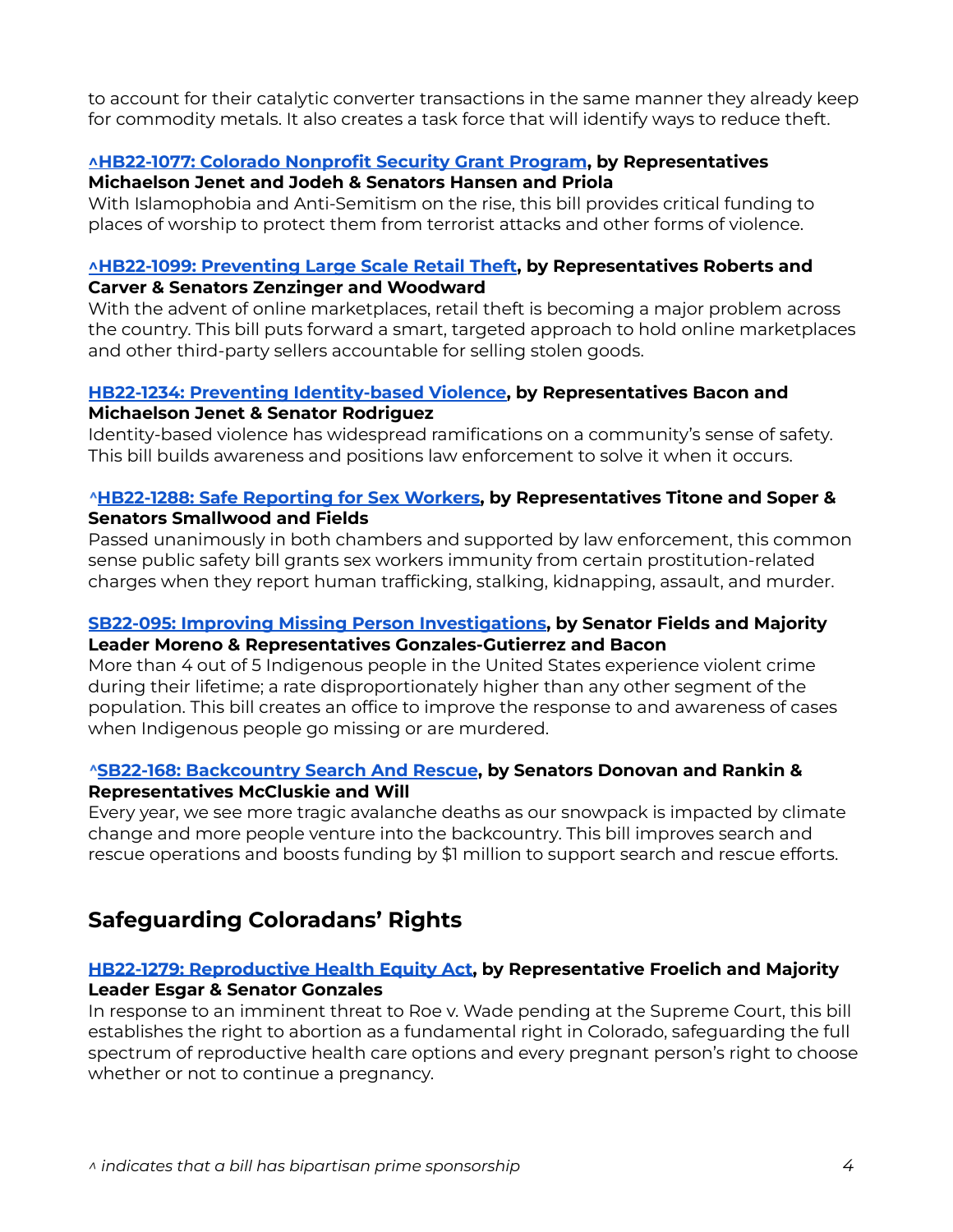to account for their catalytic converter transactions in the same manner they already keep for commodity metals. It also creates a task force that will identify ways to reduce theft.

**^HB22-1077: Colorado Nonprofit Security Grant Program, by Representatives Michaelson Jenet and Jodeh & Senators Hansen and Priola**
With Islamophobia and Anti-Semitism on the rise, this bill provides critical funding to places of worship to protect them from terrorist attacks and other forms of violence.

**^HB22-1099: Preventing Large Scale Retail Theft, by Representatives Roberts and Carver & Senators Zenzinger and Woodward**
With the advent of online marketplaces, retail theft is becoming a major problem across the country. This bill puts forward a smart, targeted approach to hold online marketplaces and other third-party sellers accountable for selling stolen goods.

**HB22-1234: Preventing Identity-based Violence, by Representatives Bacon and Michaelson Jenet & Senator Rodriguez**
Identity-based violence has widespread ramifications on a community's sense of safety. This bill builds awareness and positions law enforcement to solve it when it occurs.

**^HB22-1288: Safe Reporting for Sex Workers, by Representatives Titone and Soper & Senators Smallwood and Fields**
Passed unanimously in both chambers and supported by law enforcement, this common sense public safety bill grants sex workers immunity from certain prostitution-related charges when they report human trafficking, stalking, kidnapping, assault, and murder.

**SB22-095: Improving Missing Person Investigations, by Senator Fields and Majority Leader Moreno & Representatives Gonzales-Gutierrez and Bacon**
More than 4 out of 5 Indigenous people in the United States experience violent crime during their lifetime; a rate disproportionately higher than any other segment of the population. This bill creates an office to improve the response to and awareness of cases when Indigenous people go missing or are murdered.

**^SB22-168: Backcountry Search And Rescue, by Senators Donovan and Rankin & Representatives McCluskie and Will**
Every year, we see more tragic avalanche deaths as our snowpack is impacted by climate change and more people venture into the backcountry. This bill improves search and rescue operations and boosts funding by $1 million to support search and rescue efforts.

## Safeguarding Coloradans' Rights

**HB22-1279: Reproductive Health Equity Act, by Representative Froelich and Majority Leader Esgar & Senator Gonzales**
In response to an imminent threat to Roe v. Wade pending at the Supreme Court, this bill establishes the right to abortion as a fundamental right in Colorado, safeguarding the full spectrum of reproductive health care options and every pregnant person's right to choose whether or not to continue a pregnancy.

*^ indicates that a bill has bipartisan prime sponsorship*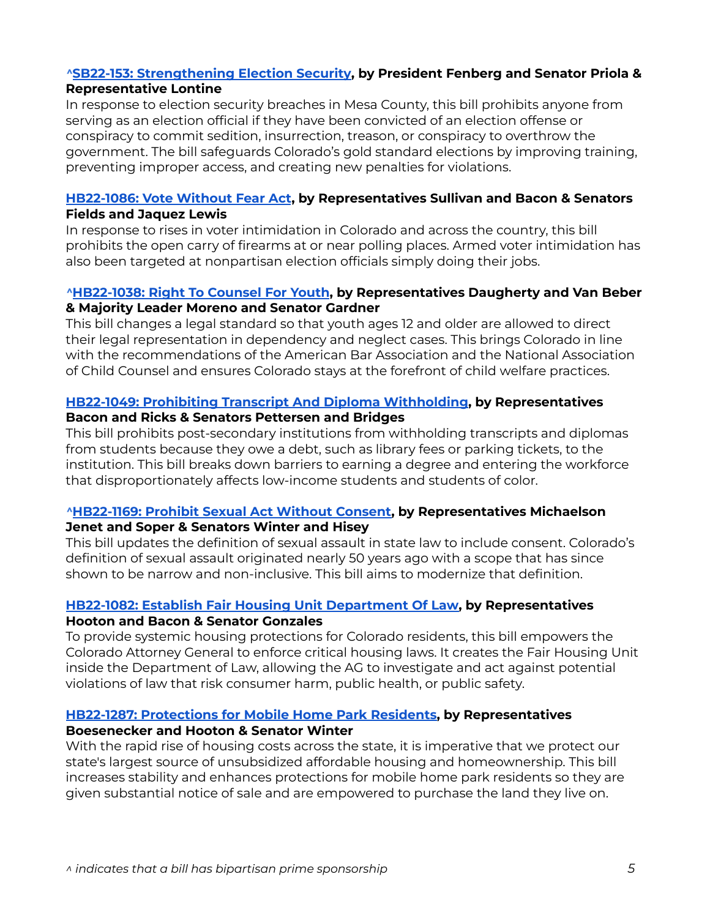**^[SB22-153: Strengthening Election Security](), by President Fenberg and Senator Priola & Representative Lontine**

In response to election security breaches in Mesa County, this bill prohibits anyone from serving as an election official if they have been convicted of an election offense or conspiracy to commit sedition, insurrection, treason, or conspiracy to overthrow the government. The bill safeguards Colorado's gold standard elections by improving training, preventing improper access, and creating new penalties for violations.

**[HB22-1086: Vote Without Fear Act](), by Representatives Sullivan and Bacon & Senators Fields and Jaquez Lewis**

In response to rises in voter intimidation in Colorado and across the country, this bill prohibits the open carry of firearms at or near polling places. Armed voter intimidation has also been targeted at nonpartisan election officials simply doing their jobs.

**^[HB22-1038: Right To Counsel For Youth](), by Representatives Daugherty and Van Beber & Majority Leader Moreno and Senator Gardner**

This bill changes a legal standard so that youth ages 12 and older are allowed to direct their legal representation in dependency and neglect cases. This brings Colorado in line with the recommendations of the American Bar Association and the National Association of Child Counsel and ensures Colorado stays at the forefront of child welfare practices.

**[HB22-1049: Prohibiting Transcript And Diploma Withholding](), by Representatives Bacon and Ricks & Senators Pettersen and Bridges**

This bill prohibits post-secondary institutions from withholding transcripts and diplomas from students because they owe a debt, such as library fees or parking tickets, to the institution. This bill breaks down barriers to earning a degree and entering the workforce that disproportionately affects low-income students and students of color.

**^[HB22-1169: Prohibit Sexual Act Without Consent](), by Representatives Michaelson Jenet and Soper & Senators Winter and Hisey**

This bill updates the definition of sexual assault in state law to include consent. Colorado's definition of sexual assault originated nearly 50 years ago with a scope that has since shown to be narrow and non-inclusive. This bill aims to modernize that definition.

**[HB22-1082: Establish Fair Housing Unit Department Of Law](), by Representatives Hooton and Bacon & Senator Gonzales**

To provide systemic housing protections for Colorado residents, this bill empowers the Colorado Attorney General to enforce critical housing laws. It creates the Fair Housing Unit inside the Department of Law, allowing the AG to investigate and act against potential violations of law that risk consumer harm, public health, or public safety.

**[HB22-1287: Protections for Mobile Home Park Residents](), by Representatives Boesenecker and Hooton & Senator Winter**

With the rapid rise of housing costs across the state, it is imperative that we protect our state's largest source of unsubsidized affordable housing and homeownership. This bill increases stability and enhances protections for mobile home park residents so they are given substantial notice of sale and are empowered to purchase the land they live on.

*^ indicates that a bill has bipartisan prime sponsorship*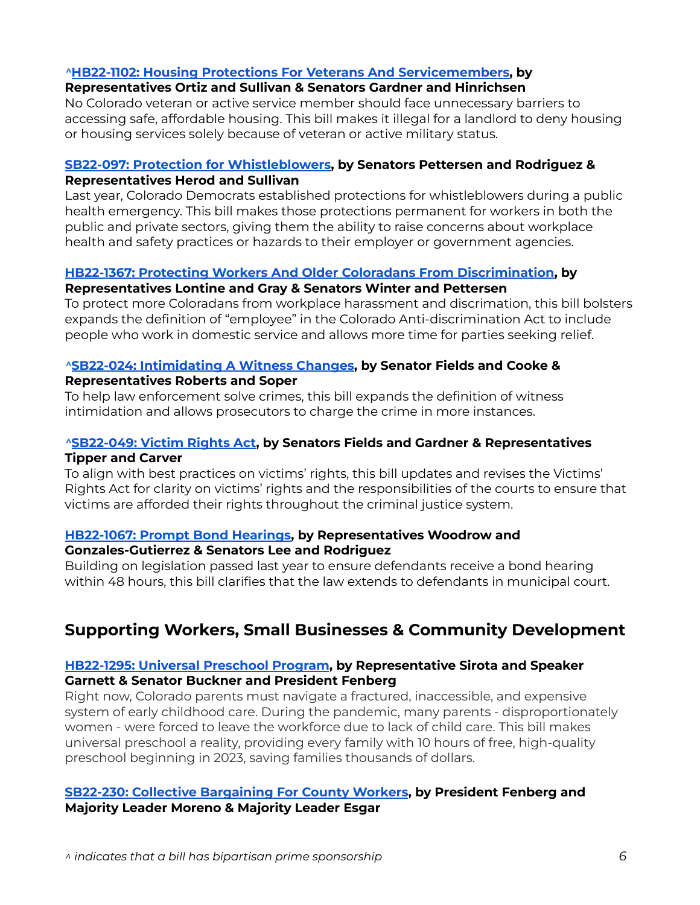**^[HB22-1102: Housing Protections For Veterans And Servicemembers](), by Representatives Ortiz and Sullivan & Senators Gardner and Hinrichsen**
No Colorado veteran or active service member should face unnecessary barriers to accessing safe, affordable housing. This bill makes it illegal for a landlord to deny housing or housing services solely because of veteran or active military status.

**[SB22-097: Protection for Whistleblowers](), by Senators Pettersen and Rodriguez & Representatives Herod and Sullivan**
Last year, Colorado Democrats established protections for whistleblowers during a public health emergency. This bill makes those protections permanent for workers in both the public and private sectors, giving them the ability to raise concerns about workplace health and safety practices or hazards to their employer or government agencies.

**[HB22-1367: Protecting Workers And Older Coloradans From Discrimination](), by Representatives Lontine and Gray & Senators Winter and Pettersen**
To protect more Coloradans from workplace harassment and discrimation, this bill bolsters expands the definition of "employee" in the Colorado Anti-discrimination Act to include people who work in domestic service and allows more time for parties seeking relief.

**^[SB22-024: Intimidating A Witness Changes](), by Senator Fields and Cooke & Representatives Roberts and Soper**
To help law enforcement solve crimes, this bill expands the definition of witness intimidation and allows prosecutors to charge the crime in more instances.

**^[SB22-049: Victim Rights Act](), by Senators Fields and Gardner & Representatives Tipper and Carver**
To align with best practices on victims' rights, this bill updates and revises the Victims' Rights Act for clarity on victims' rights and the responsibilities of the courts to ensure that victims are afforded their rights throughout the criminal justice system.

**[HB22-1067: Prompt Bond Hearings](), by Representatives Woodrow and Gonzales-Gutierrez & Senators Lee and Rodriguez**
Building on legislation passed last year to ensure defendants receive a bond hearing within 48 hours, this bill clarifies that the law extends to defendants in municipal court.

## Supporting Workers, Small Businesses & Community Development

**[HB22-1295: Universal Preschool Program](), by Representative Sirota and Speaker Garnett & Senator Buckner and President Fenberg**
Right now, Colorado parents must navigate a fractured, inaccessible, and expensive system of early childhood care. During the pandemic, many parents - disproportionately women - were forced to leave the workforce due to lack of child care. This bill makes universal preschool a reality, providing every family with 10 hours of free, high-quality preschool beginning in 2023, saving families thousands of dollars.

**[SB22-230: Collective Bargaining For County Workers](), by President Fenberg and Majority Leader Moreno & Majority Leader Esgar**

*^ indicates that a bill has bipartisan prime sponsorship*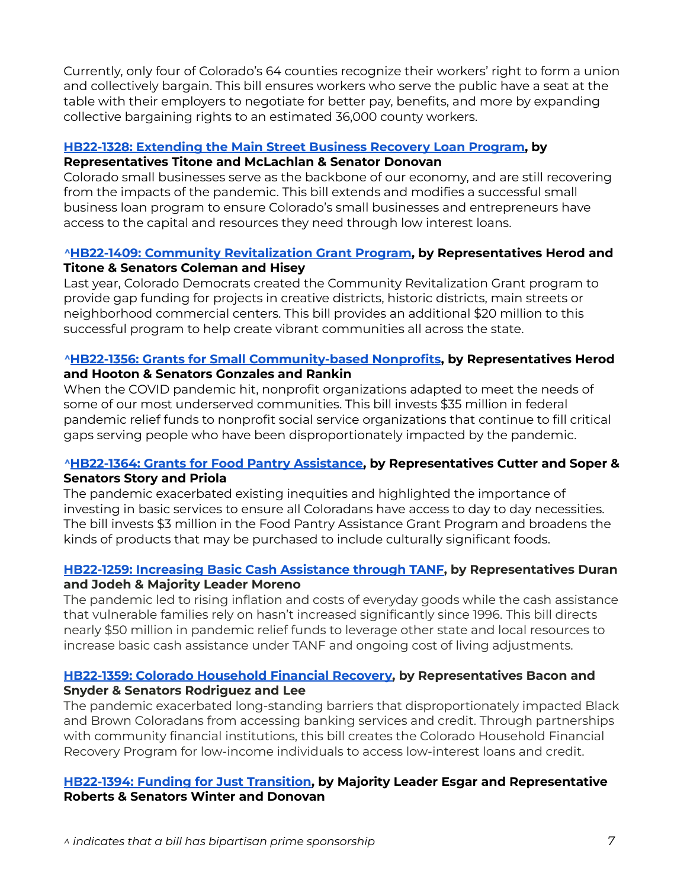Currently, only four of Colorado's 64 counties recognize their workers' right to form a union and collectively bargain. This bill ensures workers who serve the public have a seat at the table with their employers to negotiate for better pay, benefits, and more by expanding collective bargaining rights to an estimated 36,000 county workers.

**HB22-1328: Extending the Main Street Business Recovery Loan Program, by Representatives Titone and McLachlan & Senator Donovan**
Colorado small businesses serve as the backbone of our economy, and are still recovering from the impacts of the pandemic. This bill extends and modifies a successful small business loan program to ensure Colorado's small businesses and entrepreneurs have access to the capital and resources they need through low interest loans.

**^HB22-1409: Community Revitalization Grant Program, by Representatives Herod and Titone & Senators Coleman and Hisey**
Last year, Colorado Democrats created the Community Revitalization Grant program to provide gap funding for projects in creative districts, historic districts, main streets or neighborhood commercial centers. This bill provides an additional $20 million to this successful program to help create vibrant communities all across the state.

**^HB22-1356: Grants for Small Community-based Nonprofits, by Representatives Herod and Hooton & Senators Gonzales and Rankin**
When the COVID pandemic hit, nonprofit organizations adapted to meet the needs of some of our most underserved communities. This bill invests $35 million in federal pandemic relief funds to nonprofit social service organizations that continue to fill critical gaps serving people who have been disproportionately impacted by the pandemic.

**^HB22-1364: Grants for Food Pantry Assistance, by Representatives Cutter and Soper & Senators Story and Priola**
The pandemic exacerbated existing inequities and highlighted the importance of investing in basic services to ensure all Coloradans have access to day to day necessities. The bill invests $3 million in the Food Pantry Assistance Grant Program and broadens the kinds of products that may be purchased to include culturally significant foods.

**HB22-1259: Increasing Basic Cash Assistance through TANF, by Representatives Duran and Jodeh & Majority Leader Moreno**
The pandemic led to rising inflation and costs of everyday goods while the cash assistance that vulnerable families rely on hasn't increased significantly since 1996. This bill directs nearly $50 million in pandemic relief funds to leverage other state and local resources to increase basic cash assistance under TANF and ongoing cost of living adjustments.

**HB22-1359: Colorado Household Financial Recovery, by Representatives Bacon and Snyder & Senators Rodriguez and Lee**
The pandemic exacerbated long-standing barriers that disproportionately impacted Black and Brown Coloradans from accessing banking services and credit. Through partnerships with community financial institutions, this bill creates the Colorado Household Financial Recovery Program for low-income individuals to access low-interest loans and credit.

**HB22-1394: Funding for Just Transition, by Majority Leader Esgar and Representative Roberts & Senators Winter and Donovan**

*^ indicates that a bill has bipartisan prime sponsorship*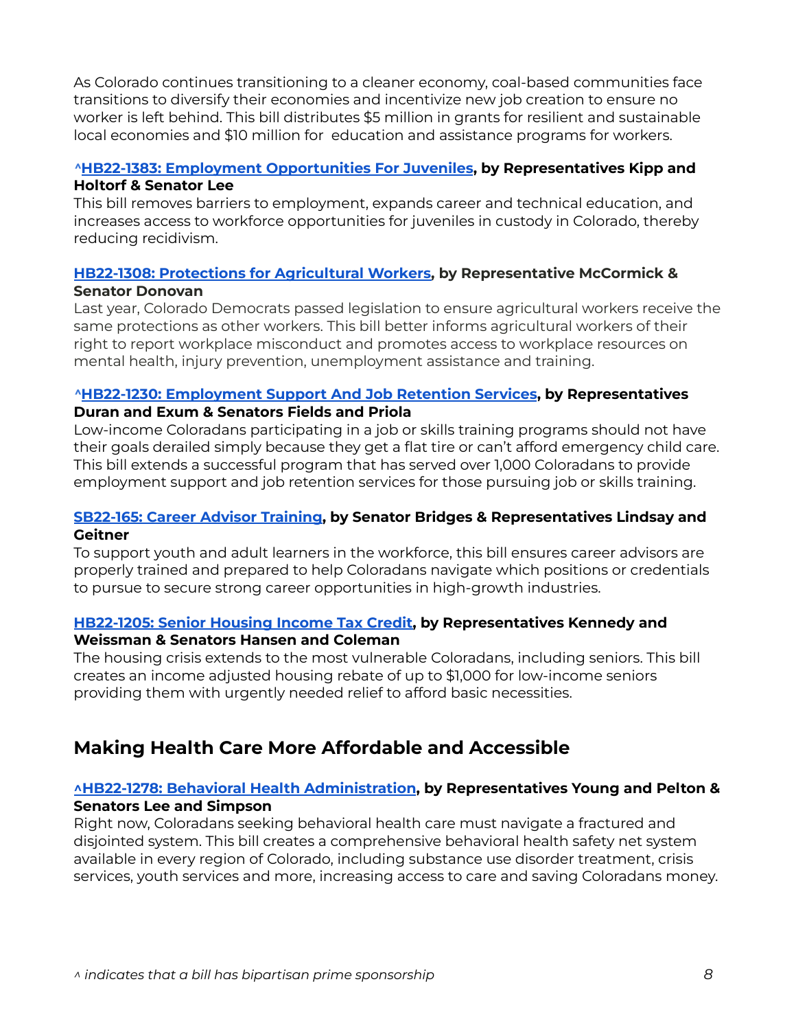As Colorado continues transitioning to a cleaner economy, coal-based communities face transitions to diversify their economies and incentivize new job creation to ensure no worker is left behind. This bill distributes $5 million in grants for resilient and sustainable local economies and $10 million for education and assistance programs for workers.

**^HB22-1383: Employment Opportunities For Juveniles, by Representatives Kipp and Holtorf & Senator Lee**
This bill removes barriers to employment, expands career and technical education, and increases access to workforce opportunities for juveniles in custody in Colorado, thereby reducing recidivism.

**HB22-1308: Protections for Agricultural Workers, by Representative McCormick & Senator Donovan**
Last year, Colorado Democrats passed legislation to ensure agricultural workers receive the same protections as other workers. This bill better informs agricultural workers of their right to report workplace misconduct and promotes access to workplace resources on mental health, injury prevention, unemployment assistance and training.

**^HB22-1230: Employment Support And Job Retention Services, by Representatives Duran and Exum & Senators Fields and Priola**
Low-income Coloradans participating in a job or skills training programs should not have their goals derailed simply because they get a flat tire or can't afford emergency child care. This bill extends a successful program that has served over 1,000 Coloradans to provide employment support and job retention services for those pursuing job or skills training.

**SB22-165: Career Advisor Training, by Senator Bridges & Representatives Lindsay and Geitner**
To support youth and adult learners in the workforce, this bill ensures career advisors are properly trained and prepared to help Coloradans navigate which positions or credentials to pursue to secure strong career opportunities in high-growth industries.

**HB22-1205: Senior Housing Income Tax Credit, by Representatives Kennedy and Weissman & Senators Hansen and Coleman**
The housing crisis extends to the most vulnerable Coloradans, including seniors. This bill creates an income adjusted housing rebate of up to $1,000 for low-income seniors providing them with urgently needed relief to afford basic necessities.

## Making Health Care More Affordable and Accessible

**^HB22-1278: Behavioral Health Administration, by Representatives Young and Pelton & Senators Lee and Simpson**
Right now, Coloradans seeking behavioral health care must navigate a fractured and disjointed system. This bill creates a comprehensive behavioral health safety net system available in every region of Colorado, including substance use disorder treatment, crisis services, youth services and more, increasing access to care and saving Coloradans money.

*^ indicates that a bill has bipartisan prime sponsorship*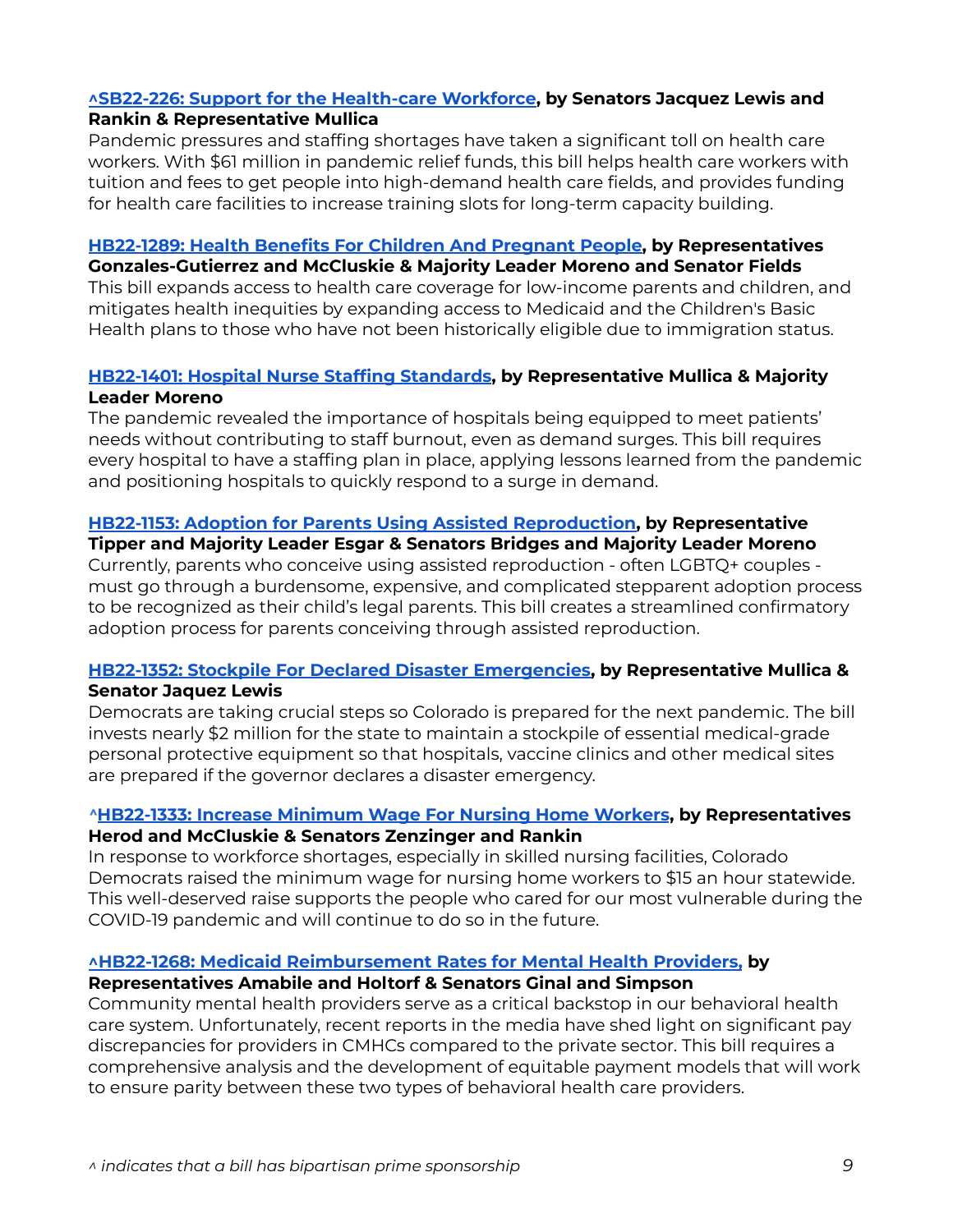**^SB22-226: Support for the Health-care Workforce, by Senators Jacquez Lewis and Rankin & Representative Mullica**
Pandemic pressures and staffing shortages have taken a significant toll on health care workers. With $61 million in pandemic relief funds, this bill helps health care workers with tuition and fees to get people into high-demand health care fields, and provides funding for health care facilities to increase training slots for long-term capacity building.

**HB22-1289: Health Benefits For Children And Pregnant People, by Representatives Gonzales-Gutierrez and McCluskie & Majority Leader Moreno and Senator Fields**
This bill expands access to health care coverage for low-income parents and children, and mitigates health inequities by expanding access to Medicaid and the Children's Basic Health plans to those who have not been historically eligible due to immigration status.

**HB22-1401: Hospital Nurse Staffing Standards, by Representative Mullica & Majority Leader Moreno**
The pandemic revealed the importance of hospitals being equipped to meet patients' needs without contributing to staff burnout, even as demand surges. This bill requires every hospital to have a staffing plan in place, applying lessons learned from the pandemic and positioning hospitals to quickly respond to a surge in demand.

**HB22-1153: Adoption for Parents Using Assisted Reproduction, by Representative Tipper and Majority Leader Esgar & Senators Bridges and Majority Leader Moreno**
Currently, parents who conceive using assisted reproduction - often LGBTQ+ couples - must go through a burdensome, expensive, and complicated stepparent adoption process to be recognized as their child's legal parents. This bill creates a streamlined confirmatory adoption process for parents conceiving through assisted reproduction.

**HB22-1352: Stockpile For Declared Disaster Emergencies, by Representative Mullica & Senator Jaquez Lewis**
Democrats are taking crucial steps so Colorado is prepared for the next pandemic. The bill invests nearly $2 million for the state to maintain a stockpile of essential medical-grade personal protective equipment so that hospitals, vaccine clinics and other medical sites are prepared if the governor declares a disaster emergency.

**^HB22-1333: Increase Minimum Wage For Nursing Home Workers, by Representatives Herod and McCluskie & Senators Zenzinger and Rankin**
In response to workforce shortages, especially in skilled nursing facilities, Colorado Democrats raised the minimum wage for nursing home workers to $15 an hour statewide. This well-deserved raise supports the people who cared for our most vulnerable during the COVID-19 pandemic and will continue to do so in the future.

**^HB22-1268: Medicaid Reimbursement Rates for Mental Health Providers, by Representatives Amabile and Holtorf & Senators Ginal and Simpson**
Community mental health providers serve as a critical backstop in our behavioral health care system. Unfortunately, recent reports in the media have shed light on significant pay discrepancies for providers in CMHCs compared to the private sector. This bill requires a comprehensive analysis and the development of equitable payment models that will work to ensure parity between these two types of behavioral health care providers.

*^ indicates that a bill has bipartisan prime sponsorship*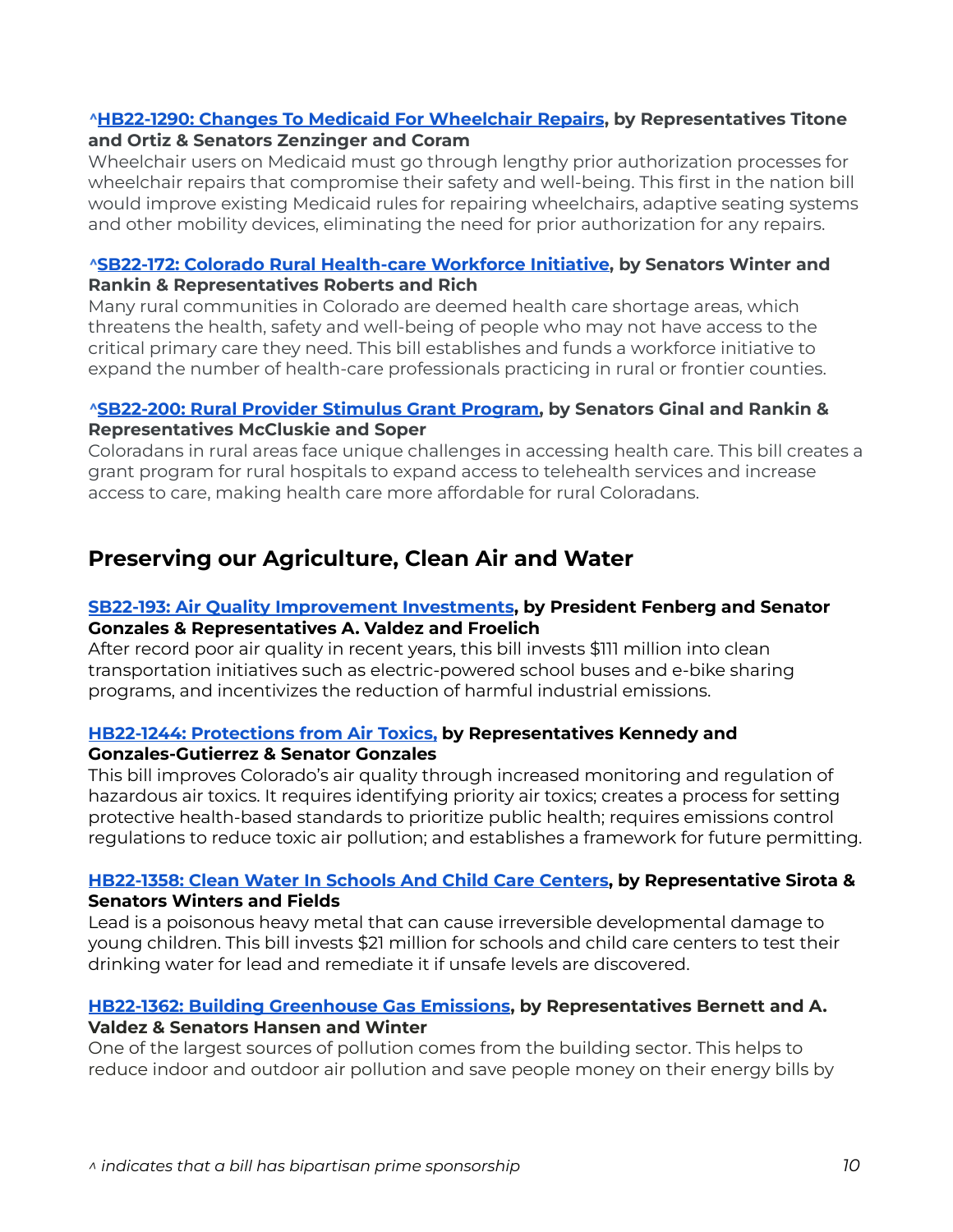**^HB22-1290: Changes To Medicaid For Wheelchair Repairs, by Representatives Titone and Ortiz & Senators Zenzinger and Coram**
Wheelchair users on Medicaid must go through lengthy prior authorization processes for wheelchair repairs that compromise their safety and well-being. This first in the nation bill would improve existing Medicaid rules for repairing wheelchairs, adaptive seating systems and other mobility devices, eliminating the need for prior authorization for any repairs.

**^SB22-172: Colorado Rural Health-care Workforce Initiative, by Senators Winter and Rankin & Representatives Roberts and Rich**
Many rural communities in Colorado are deemed health care shortage areas, which threatens the health, safety and well-being of people who may not have access to the critical primary care they need. This bill establishes and funds a workforce initiative to expand the number of health-care professionals practicing in rural or frontier counties.

**^SB22-200: Rural Provider Stimulus Grant Program, by Senators Ginal and Rankin & Representatives McCluskie and Soper**
Coloradans in rural areas face unique challenges in accessing health care. This bill creates a grant program for rural hospitals to expand access to telehealth services and increase access to care, making health care more affordable for rural Coloradans.

## Preserving our Agriculture, Clean Air and Water

**SB22-193: Air Quality Improvement Investments, by President Fenberg and Senator Gonzales & Representatives A. Valdez and Froelich**
After record poor air quality in recent years, this bill invests $111 million into clean transportation initiatives such as electric-powered school buses and e-bike sharing programs, and incentivizes the reduction of harmful industrial emissions.

**HB22-1244: Protections from Air Toxics, by Representatives Kennedy and Gonzales-Gutierrez & Senator Gonzales**
This bill improves Colorado's air quality through increased monitoring and regulation of hazardous air toxics. It requires identifying priority air toxics; creates a process for setting protective health-based standards to prioritize public health; requires emissions control regulations to reduce toxic air pollution; and establishes a framework for future permitting.

**HB22-1358: Clean Water In Schools And Child Care Centers, by Representative Sirota & Senators Winters and Fields**
Lead is a poisonous heavy metal that can cause irreversible developmental damage to young children. This bill invests $21 million for schools and child care centers to test their drinking water for lead and remediate it if unsafe levels are discovered.

**HB22-1362: Building Greenhouse Gas Emissions, by Representatives Bernett and A. Valdez & Senators Hansen and Winter**
One of the largest sources of pollution comes from the building sector. This helps to reduce indoor and outdoor air pollution and save people money on their energy bills by

*^ indicates that a bill has bipartisan prime sponsorship*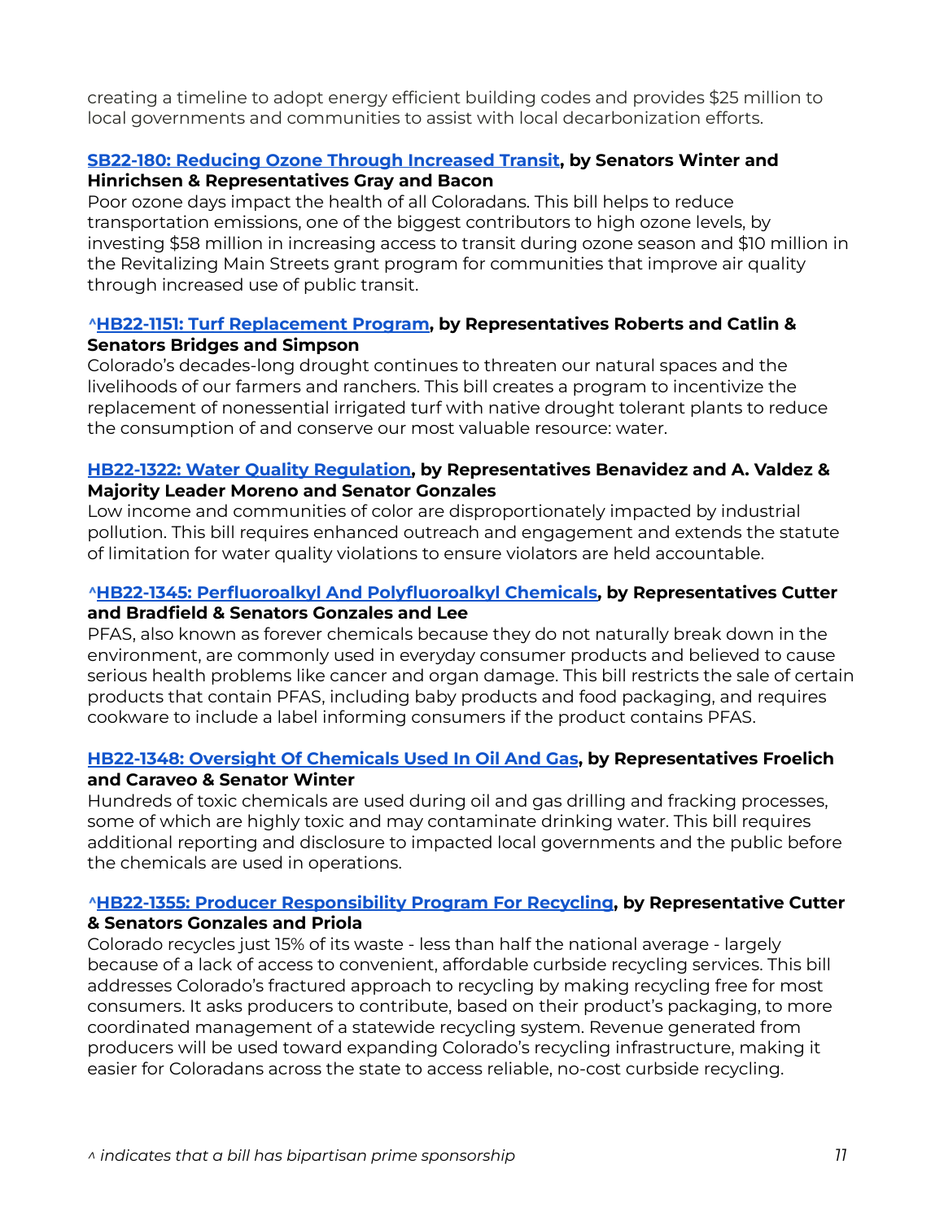creating a timeline to adopt energy efficient building codes and provides $25 million to local governments and communities to assist with local decarbonization efforts.

**SB22-180: Reducing Ozone Through Increased Transit, by Senators Winter and Hinrichsen & Representatives Gray and Bacon**
Poor ozone days impact the health of all Coloradans. This bill helps to reduce transportation emissions, one of the biggest contributors to high ozone levels, by investing $58 million in increasing access to transit during ozone season and $10 million in the Revitalizing Main Streets grant program for communities that improve air quality through increased use of public transit.

**^HB22-1151: Turf Replacement Program, by Representatives Roberts and Catlin & Senators Bridges and Simpson**
Colorado's decades-long drought continues to threaten our natural spaces and the livelihoods of our farmers and ranchers. This bill creates a program to incentivize the replacement of nonessential irrigated turf with native drought tolerant plants to reduce the consumption of and conserve our most valuable resource: water.

**HB22-1322: Water Quality Regulation, by Representatives Benavidez and A. Valdez & Majority Leader Moreno and Senator Gonzales**
Low income and communities of color are disproportionately impacted by industrial pollution. This bill requires enhanced outreach and engagement and extends the statute of limitation for water quality violations to ensure violators are held accountable.

**^HB22-1345: Perfluoroalkyl And Polyfluoroalkyl Chemicals, by Representatives Cutter and Bradfield & Senators Gonzales and Lee**
PFAS, also known as forever chemicals because they do not naturally break down in the environment, are commonly used in everyday consumer products and believed to cause serious health problems like cancer and organ damage. This bill restricts the sale of certain products that contain PFAS, including baby products and food packaging, and requires cookware to include a label informing consumers if the product contains PFAS.

**HB22-1348: Oversight Of Chemicals Used In Oil And Gas, by Representatives Froelich and Caraveo & Senator Winter**
Hundreds of toxic chemicals are used during oil and gas drilling and fracking processes, some of which are highly toxic and may contaminate drinking water. This bill requires additional reporting and disclosure to impacted local governments and the public before the chemicals are used in operations.

**^HB22-1355: Producer Responsibility Program For Recycling, by Representative Cutter & Senators Gonzales and Priola**
Colorado recycles just 15% of its waste - less than half the national average - largely because of a lack of access to convenient, affordable curbside recycling services. This bill addresses Colorado's fractured approach to recycling by making recycling free for most consumers. It asks producers to contribute, based on their product's packaging, to more coordinated management of a statewide recycling system. Revenue generated from producers will be used toward expanding Colorado's recycling infrastructure, making it easier for Coloradans across the state to access reliable, no-cost curbside recycling.

*^ indicates that a bill has bipartisan prime sponsorship*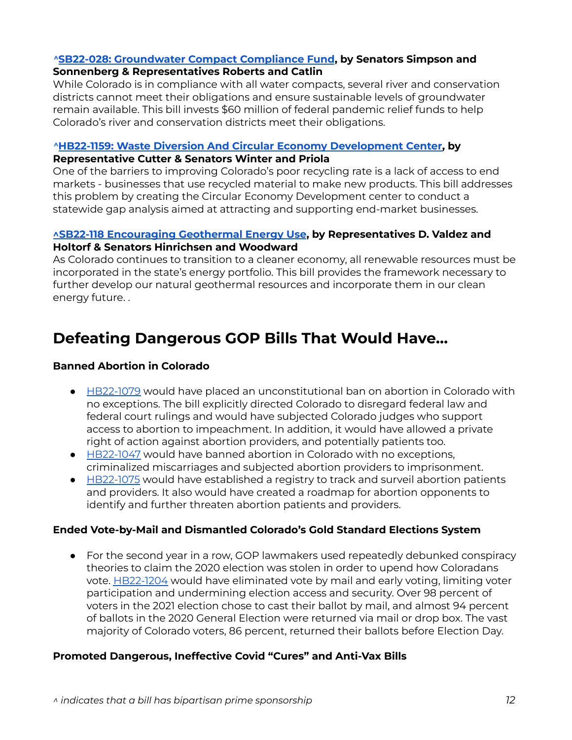**^SB22-028: Groundwater Compact Compliance Fund, by Senators Simpson and Sonnenberg & Representatives Roberts and Catlin**
While Colorado is in compliance with all water compacts, several river and conservation districts cannot meet their obligations and ensure sustainable levels of groundwater remain available. This bill invests $60 million of federal pandemic relief funds to help Colorado's river and conservation districts meet their obligations.

**^HB22-1159: Waste Diversion And Circular Economy Development Center, by Representative Cutter & Senators Winter and Priola**
One of the barriers to improving Colorado's poor recycling rate is a lack of access to end markets - businesses that use recycled material to make new products. This bill addresses this problem by creating the Circular Economy Development center to conduct a statewide gap analysis aimed at attracting and supporting end-market businesses.

**^SB22-118 Encouraging Geothermal Energy Use, by Representatives D. Valdez and Holtorf & Senators Hinrichsen and Woodward**
As Colorado continues to transition to a cleaner economy, all renewable resources must be incorporated in the state's energy portfolio. This bill provides the framework necessary to further develop our natural geothermal resources and incorporate them in our clean energy future. .

## Defeating Dangerous GOP Bills That Would Have...

**Banned Abortion in Colorado**

- HB22-1079 would have placed an unconstitutional ban on abortion in Colorado with no exceptions. The bill explicitly directed Colorado to disregard federal law and federal court rulings and would have subjected Colorado judges who support access to abortion to impeachment. In addition, it would have allowed a private right of action against abortion providers, and potentially patients too.
- HB22-1047 would have banned abortion in Colorado with no exceptions, criminalized miscarriages and subjected abortion providers to imprisonment.
- HB22-1075 would have established a registry to track and surveil abortion patients and providers. It also would have created a roadmap for abortion opponents to identify and further threaten abortion patients and providers.

**Ended Vote-by-Mail and Dismantled Colorado's Gold Standard Elections System**

- For the second year in a row, GOP lawmakers used repeatedly debunked conspiracy theories to claim the 2020 election was stolen in order to upend how Coloradans vote. HB22-1204 would have eliminated vote by mail and early voting, limiting voter participation and undermining election access and security. Over 98 percent of voters in the 2021 election chose to cast their ballot by mail, and almost 94 percent of ballots in the 2020 General Election were returned via mail or drop box. The vast majority of Colorado voters, 86 percent, returned their ballots before Election Day.

**Promoted Dangerous, Ineffective Covid "Cures" and Anti-Vax Bills**

*^ indicates that a bill has bipartisan prime sponsorship*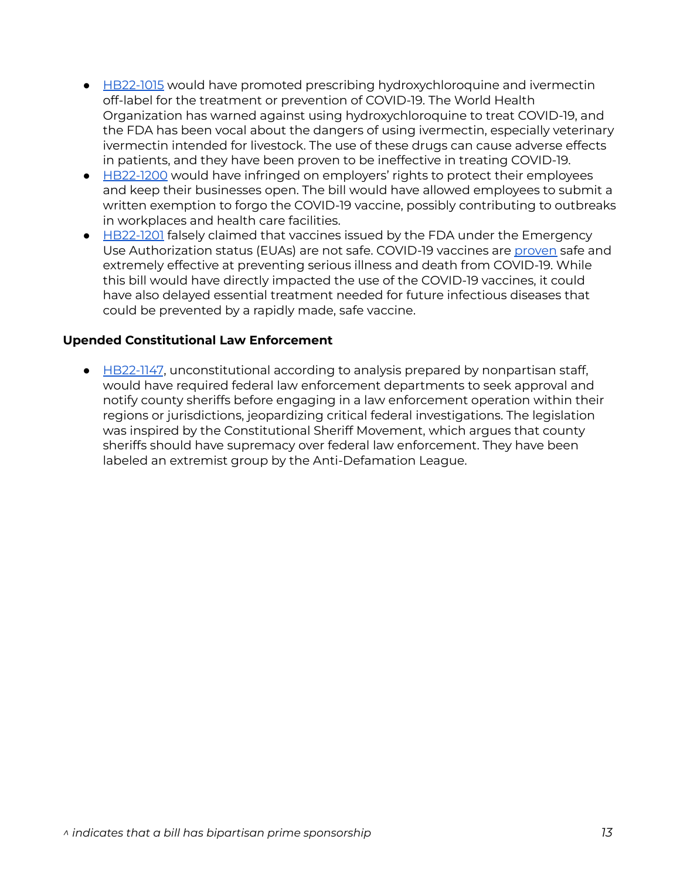- HB22-1015 would have promoted prescribing hydroxychloroquine and ivermectin off-label for the treatment or prevention of COVID-19. The World Health Organization has warned against using hydroxychloroquine to treat COVID-19, and the FDA has been vocal about the dangers of using ivermectin, especially veterinary ivermectin intended for livestock. The use of these drugs can cause adverse effects in patients, and they have been proven to be ineffective in treating COVID-19.
- HB22-1200 would have infringed on employers' rights to protect their employees and keep their businesses open. The bill would have allowed employees to submit a written exemption to forgo the COVID-19 vaccine, possibly contributing to outbreaks in workplaces and health care facilities.
- HB22-1201 falsely claimed that vaccines issued by the FDA under the Emergency Use Authorization status (EUAs) are not safe. COVID-19 vaccines are proven safe and extremely effective at preventing serious illness and death from COVID-19. While this bill would have directly impacted the use of the COVID-19 vaccines, it could have also delayed essential treatment needed for future infectious diseases that could be prevented by a rapidly made, safe vaccine.

**Upended Constitutional Law Enforcement**

- HB22-1147, unconstitutional according to analysis prepared by nonpartisan staff, would have required federal law enforcement departments to seek approval and notify county sheriffs before engaging in a law enforcement operation within their regions or jurisdictions, jeopardizing critical federal investigations. The legislation was inspired by the Constitutional Sheriff Movement, which argues that county sheriffs should have supremacy over federal law enforcement. They have been labeled an extremist group by the Anti-Defamation League.

*^ indicates that a bill has bipartisan prime sponsorship*